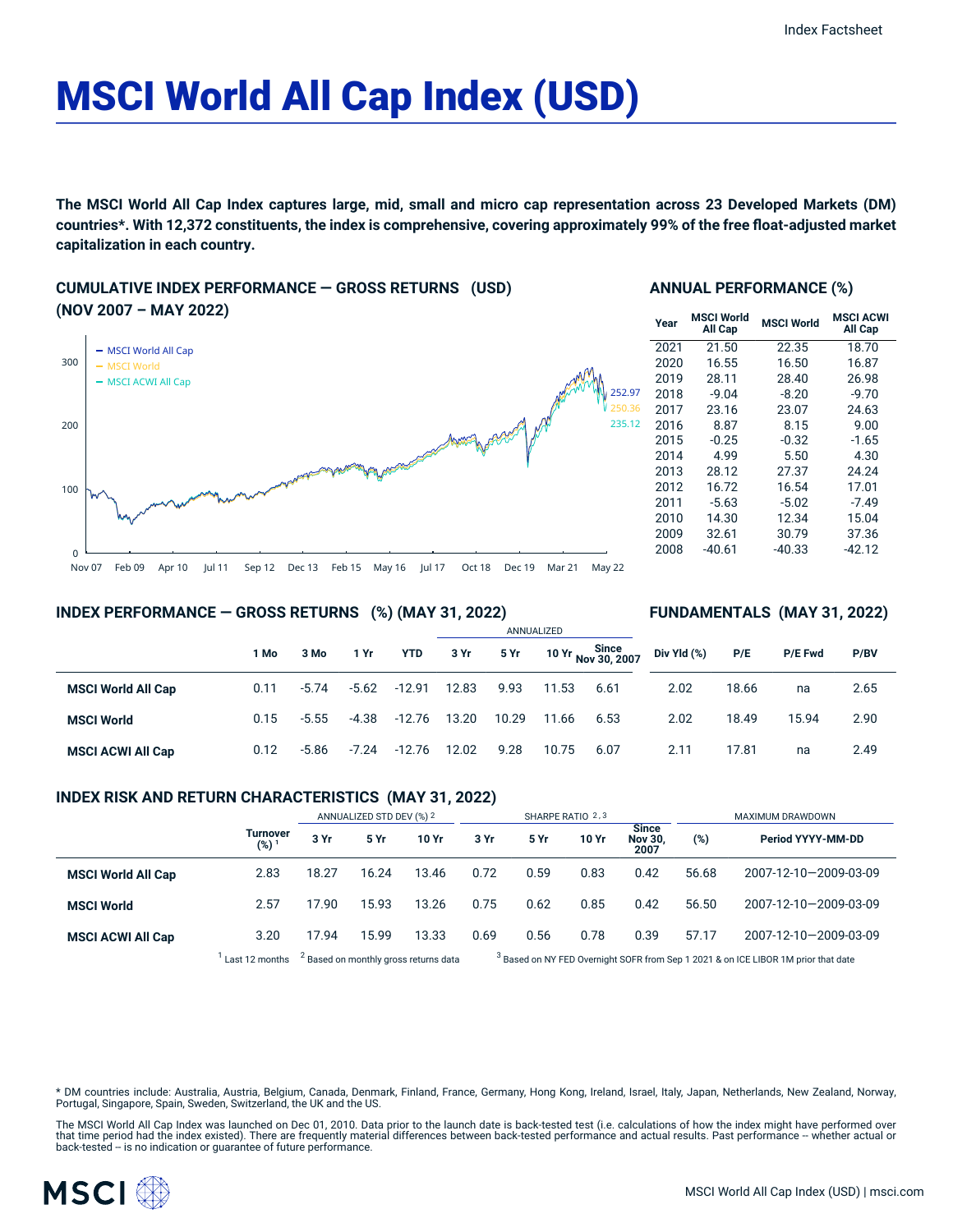# MSCI World All Cap Index (USD)

**The MSCI World All Cap Index captures large, mid, small and micro cap representation across 23 Developed Markets (DM) countries*. With 12,372 constituents, the index is comprehensive, covering approximately 99% of the free float-adjusted market capitalization in each country.**

## CUMULATIVE INDEX PERFORMANCE — GROSS RETURNS (USD) (NOV 2007 – MAY 2022)

- MSCI World All Cap: 252.97
- MSCI World: 250.36
- MSCI ACWI All Cap: 235.12

## ANNUAL PERFORMANCE (%)

| Year | MSCI World All Cap | MSCI World | MSCI ACWI All Cap |
|---|---|---|---|
| 2021 | 21.50 | 22.35 | 18.70 |
| 2020 | 16.55 | 16.50 | 16.87 |
| 2019 | 28.11 | 28.40 | 26.98 |
| 2018 | -9.04 | -8.20 | -9.70 |
| 2017 | 23.16 | 23.07 | 24.63 |
| 2016 | 8.87 | 8.15 | 9.00 |
| 2015 | -0.25 | -0.32 | -1.65 |
| 2014 | 4.99 | 5.50 | 4.30 |
| 2013 | 28.12 | 27.37 | 24.24 |
| 2012 | 16.72 | 16.54 | 17.01 |
| 2011 | -5.63 | -5.02 | -7.49 |
| 2010 | 14.30 | 12.34 | 15.04 |
| 2009 | 32.61 | 30.79 | 37.36 |
| 2008 | -40.61 | -40.33 | -42.12 |

## INDEX PERFORMANCE — GROSS RETURNS (%) (MAY 31, 2022) / FUNDAMENTALS (MAY 31, 2022)

| | | | | | ANNUALIZED | | | | | | | |
|---|---|---|---|---|---|---|---|---|---|---|---|---|
| | 1 Mo | 3 Mo | 1 Yr | YTD | 3 Yr | 5 Yr | 10 Yr | Since Nov 30, 2007 | Div Yld (%) | P/E | P/E Fwd | P/BV |
| **MSCI World All Cap** | 0.11 | -5.74 | -5.62 | -12.91 | 12.83 | 9.93 | 11.53 | 6.61 | 2.02 | 18.66 | na | 2.65 |
| **MSCI World** | 0.15 | -5.55 | -4.38 | -12.76 | 13.20 | 10.29 | 11.66 | 6.53 | 2.02 | 18.49 | 15.94 | 2.90 |
| **MSCI ACWI All Cap** | 0.12 | -5.86 | -7.24 | -12.76 | 12.02 | 9.28 | 10.75 | 6.07 | 2.11 | 17.81 | na | 2.49 |

## INDEX RISK AND RETURN CHARACTERISTICS (MAY 31, 2022)

| | | ANNUALIZED STD DEV (%) [2] | | | SHARPE RATIO [2,3] | | | | MAXIMUM DRAWDOWN | |
|---|---|---|---|---|---|---|---|---|---|---|
| | Turnover (%) [1] | 3 Yr | 5 Yr | 10 Yr | 3 Yr | 5 Yr | 10 Yr | Since Nov 30, 2007 | (%) | Period YYYY-MM-DD |
| **MSCI World All Cap** | 2.83 | 18.27 | 16.24 | 13.46 | 0.72 | 0.59 | 0.83 | 0.42 | 56.68 | 2007-12-10—2009-03-09 |
| **MSCI World** | 2.57 | 17.90 | 15.93 | 13.26 | 0.75 | 0.62 | 0.85 | 0.42 | 56.50 | 2007-12-10—2009-03-09 |
| **MSCI ACWI All Cap** | 3.20 | 17.94 | 15.99 | 13.33 | 0.69 | 0.56 | 0.78 | 0.39 | 57.17 | 2007-12-10—2009-03-09 |

[1] Last 12 months [2] Based on monthly gross returns data [3] Based on NY FED Overnight SOFR from Sep 1 2021 & on ICE LIBOR 1M prior that date

* DM countries include: Australia, Austria, Belgium, Canada, Denmark, Finland, France, Germany, Hong Kong, Ireland, Israel, Italy, Japan, Netherlands, New Zealand, Norway, Portugal, Singapore, Spain, Sweden, Switzerland, the UK and the US.

The MSCI World All Cap Index was launched on Dec 01, 2010. Data prior to the launch date is back-tested test (i.e. calculations of how the index might have performed over that time period had the index existed). There are frequently material differences between back-tested performance and actual results. Past performance -- whether actual or back-tested -- is no indication or guarantee of future performance.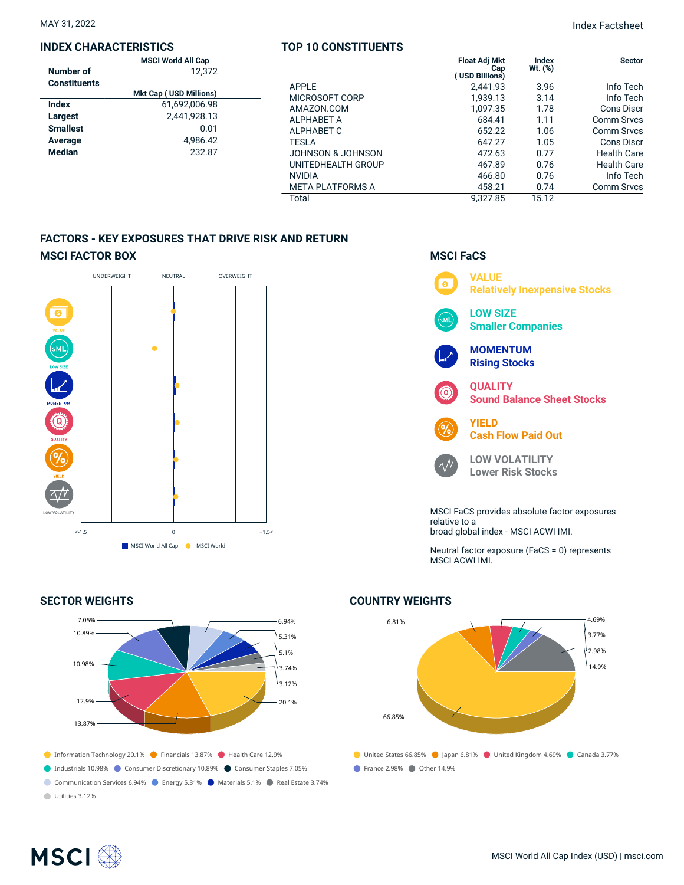MAY 31, 2022

Index Factsheet

## INDEX CHARACTERISTICS

| | MSCI World All Cap |
|---|---|
| Number of Constituents | 12,372 |
| | **Mkt Cap ( USD Millions)** |
| **Index** | 61,692,006.98 |
| **Largest** | 2,441,928.13 |
| **Smallest** | 0.01 |
| **Average** | 4,986.42 |
| **Median** | 232.87 |

## TOP 10 CONSTITUENTS

| | Float Adj Mkt Cap ( USD Billions) | Index Wt. (%) | Sector |
|---|---|---|---|
| APPLE | 2,441.93 | 3.96 | Info Tech |
| MICROSOFT CORP | 1,939.13 | 3.14 | Info Tech |
| AMAZON.COM | 1,097.35 | 1.78 | Cons Discr |
| ALPHABET A | 684.41 | 1.11 | Comm Srvcs |
| ALPHABET C | 652.22 | 1.06 | Comm Srvcs |
| TESLA | 647.27 | 1.05 | Cons Discr |
| JOHNSON & JOHNSON | 472.63 | 0.77 | Health Care |
| UNITEDHEALTH GROUP | 467.89 | 0.76 | Health Care |
| NVIDIA | 466.80 | 0.76 | Info Tech |
| META PLATFORMS A | 458.21 | 0.74 | Comm Srvcs |
| Total | 9,327.85 | 15.12 | |

## FACTORS - KEY EXPOSURES THAT DRIVE RISK AND RETURN

### MSCI FACTOR BOX

UNDERWEIGHT NEUTRAL OVERWEIGHT

VALUE, LOW SIZE, MOMENTUM, QUALITY, YIELD, LOW VOLATILITY

<-1.5 0 +1.5<

MSCI World All Cap ● MSCI World

### MSCI FaCS

**VALUE**
Relatively Inexpensive Stocks

**LOW SIZE**
Smaller Companies

**MOMENTUM**
Rising Stocks

**QUALITY**
Sound Balance Sheet Stocks

**YIELD**
Cash Flow Paid Out

**LOW VOLATILITY**
Lower Risk Stocks

MSCI FaCS provides absolute factor exposures relative to a broad global index - MSCI ACWI IMI.

Neutral factor exposure (FaCS = 0) represents MSCI ACWI IMI.

## SECTOR WEIGHTS

- Information Technology 20.1%
- Financials 13.87%
- Health Care 12.9%
- Industrials 10.98%
- Consumer Discretionary 10.89%
- Consumer Staples 7.05%
- Communication Services 6.94%
- Energy 5.31%
- Materials 5.1%
- Real Estate 3.74%
- Utilities 3.12%

## COUNTRY WEIGHTS

- United States 66.85%
- Japan 6.81%
- United Kingdom 4.69%
- Canada 3.77%
- France 2.98%
- Other 14.9%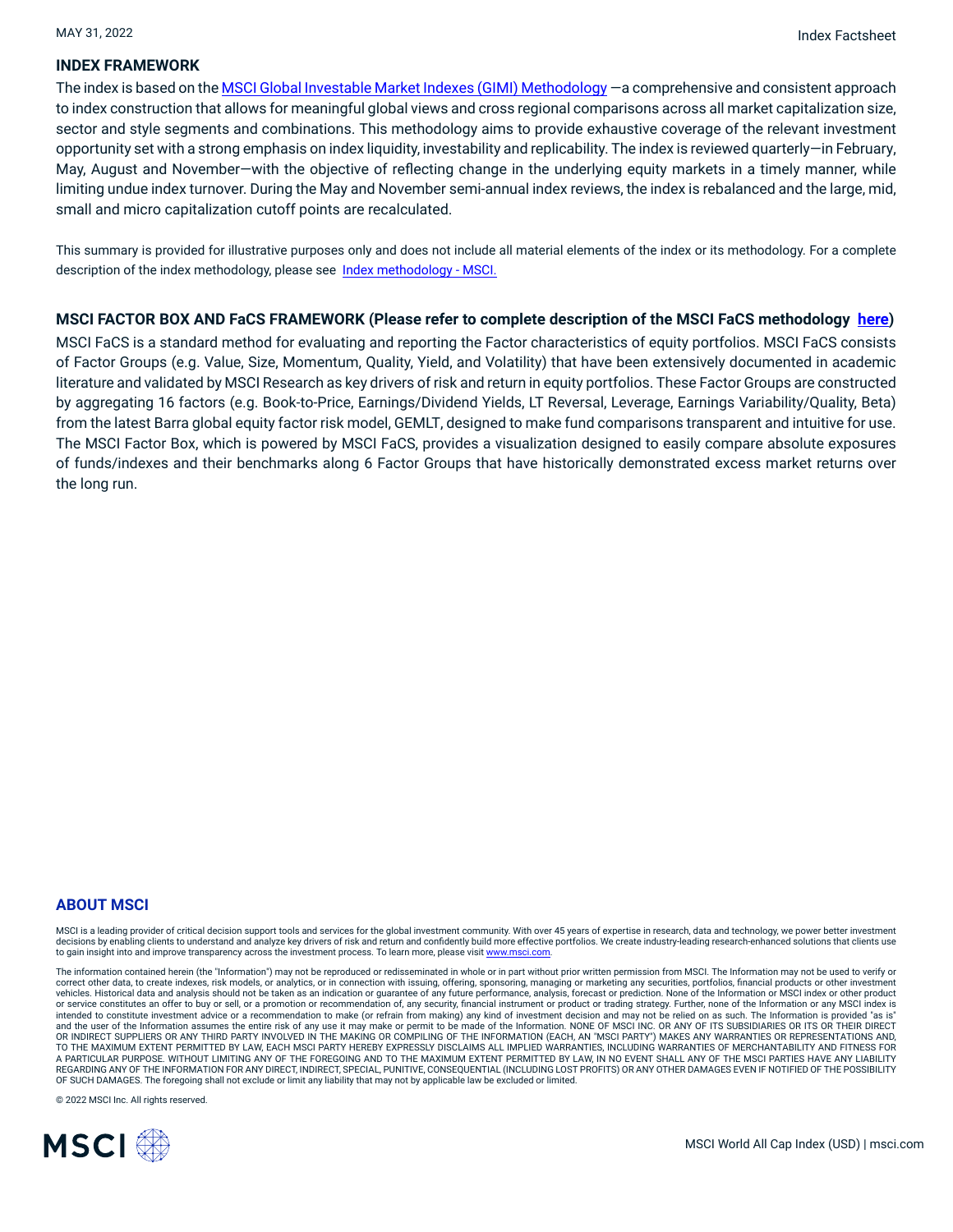## INDEX FRAMEWORK

The index is based on the MSCI Global Investable Market Indexes (GIMI) Methodology —a comprehensive and consistent approach to index construction that allows for meaningful global views and cross regional comparisons across all market capitalization size, sector and style segments and combinations. This methodology aims to provide exhaustive coverage of the relevant investment opportunity set with a strong emphasis on index liquidity, investability and replicability. The index is reviewed quarterly—in February, May, August and November—with the objective of reflecting change in the underlying equity markets in a timely manner, while limiting undue index turnover. During the May and November semi-annual index reviews, the index is rebalanced and the large, mid, small and micro capitalization cutoff points are recalculated.

This summary is provided for illustrative purposes only and does not include all material elements of the index or its methodology. For a complete description of the index methodology, please see Index methodology - MSCI.

## MSCI FACTOR BOX AND FaCS FRAMEWORK (Please refer to complete description of the MSCI FaCS methodology here)

MSCI FaCS is a standard method for evaluating and reporting the Factor characteristics of equity portfolios. MSCI FaCS consists of Factor Groups (e.g. Value, Size, Momentum, Quality, Yield, and Volatility) that have been extensively documented in academic literature and validated by MSCI Research as key drivers of risk and return in equity portfolios. These Factor Groups are constructed by aggregating 16 factors (e.g. Book-to-Price, Earnings/Dividend Yields, LT Reversal, Leverage, Earnings Variability/Quality, Beta) from the latest Barra global equity factor risk model, GEMLT, designed to make fund comparisons transparent and intuitive for use. The MSCI Factor Box, which is powered by MSCI FaCS, provides a visualization designed to easily compare absolute exposures of funds/indexes and their benchmarks along 6 Factor Groups that have historically demonstrated excess market returns over the long run.

## ABOUT MSCI

MSCI is a leading provider of critical decision support tools and services for the global investment community. With over 45 years of expertise in research, data and technology, we power better investment decisions by enabling clients to understand and analyze key drivers of risk and return and confidently build more effective portfolios. We create industry-leading research-enhanced solutions that clients use to gain insight into and improve transparency across the investment process. To learn more, please visit www.msci.com.

The information contained herein (the "Information") may not be reproduced or redisseminated in whole or in part without prior written permission from MSCI. The Information may not be used to verify or correct other data, to create indexes, risk models, or analytics, or in connection with issuing, offering, sponsoring, managing or marketing any securities, portfolios, financial products or other investment vehicles. Historical data and analysis should not be taken as an indication or guarantee of any future performance, analysis, forecast or prediction. None of the Information or MSCI index or other product or service constitutes an offer to buy or sell, or a promotion or recommendation of, any security, financial instrument or product or trading strategy. Further, none of the Information or any MSCI index is intended to constitute investment advice or a recommendation to make (or refrain from making) any kind of investment decision and may not be relied on as such. The Information is provided "as is" and the user of the Information assumes the entire risk of any use it may make or permit to be made of the Information. NONE OF MSCI INC. OR ANY OF ITS SUBSIDIARIES OR ITS OR THEIR DIRECT OR INDIRECT SUPPLIERS OR ANY THIRD PARTY INVOLVED IN THE MAKING OR COMPILING OF THE INFORMATION (EACH, AN "MSCI PARTY") MAKES ANY WARRANTIES OR REPRESENTATIONS AND, TO THE MAXIMUM EXTENT PERMITTED BY LAW, EACH MSCI PARTY HEREBY EXPRESSLY DISCLAIMS ALL IMPLIED WARRANTIES, INCLUDING WARRANTIES OF MERCHANTABILITY AND FITNESS FOR A PARTICULAR PURPOSE. WITHOUT LIMITING ANY OF THE FOREGOING AND TO THE MAXIMUM EXTENT PERMITTED BY LAW, IN NO EVENT SHALL ANY OF THE MSCI PARTIES HAVE ANY LIABILITY REGARDING ANY OF THE INFORMATION FOR ANY DIRECT, INDIRECT, SPECIAL, PUNITIVE, CONSEQUENTIAL (INCLUDING LOST PROFITS) OR ANY OTHER DAMAGES EVEN IF NOTIFIED OF THE POSSIBILITY OF SUCH DAMAGES. The foregoing shall not exclude or limit any liability that may not by applicable law be excluded or limited.

© 2022 MSCI Inc. All rights reserved.